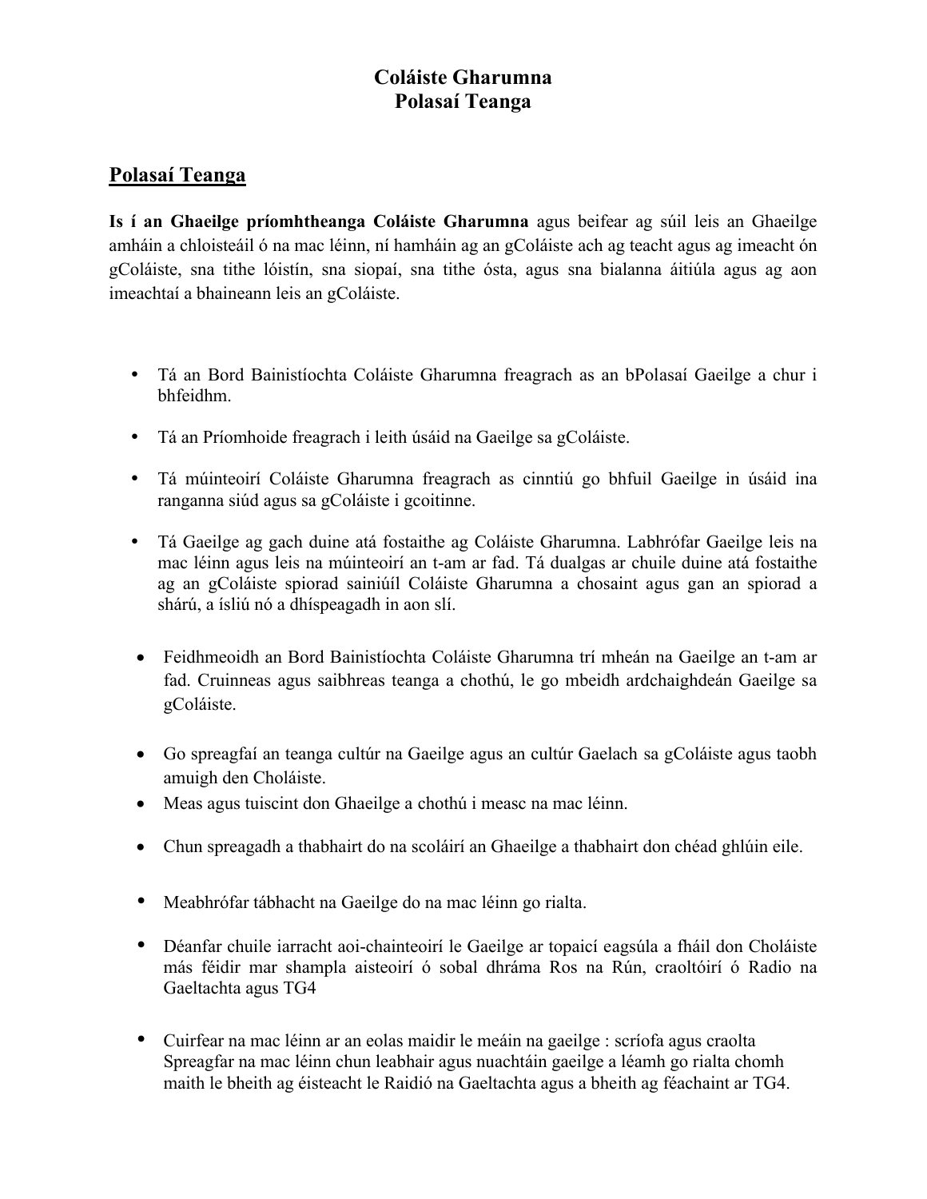**Coláiste Gharumna**
**Polasaí Teanga**

## Polasaí Teanga

**Is í an Ghaeilge príomhtheanga Coláiste Gharumna** agus beifear ag súil leis an Ghaeilge amháin a chloisteáil ó na mac léinn, ní hamháin ag an gColáiste ach ag teacht agus ag imeacht ón gColáiste, sna tithe lóistín, sna siopaí, sna tithe ósta, agus sna bialanna áitiúla agus ag aon imeachtaí a bhaineann leis an gColáiste.

- Tá an Bord Bainistíochta Coláiste Gharumna freagrach as an bPolasaí Gaeilge a chur i bhfeidhm.
- Tá an Príomhoide freagrach i leith úsáid na Gaeilge sa gColáiste.
- Tá múinteoirí Coláiste Gharumna freagrach as cinntiú go bhfuil Gaeilge in úsáid ina ranganna siúd agus sa gColáiste i gcoitinne.
- Tá Gaeilge ag gach duine atá fostaithe ag Coláiste Gharumna. Labhrófar Gaeilge leis na mac léinn agus leis na múinteoirí an t-am ar fad. Tá dualgas ar chuile duine atá fostaithe ag an gColáiste spiorad sainiúíl Coláiste Gharumna a chosaint agus gan an spiorad a shárú, a ísliú nó a dhíspeagadh in aon slí.
- Feidhmeoidh an Bord Bainistíochta Coláiste Gharumna trí mheán na Gaeilge an t-am ar fad. Cruinneas agus saibhreas teanga a chothú, le go mbeidh ardchaighdeán Gaeilge sa gColáiste.
- Go spreagfaí an teanga cultúr na Gaeilge agus an cultúr Gaelach sa gColáiste agus taobh amuigh den Choláiste.
- Meas agus tuiscint don Ghaeilge a chothú i measc na mac léinn.
- Chun spreagadh a thabhairt do na scoláirí an Ghaeilge a thabhairt don chéad ghlúin eile.
- Meabhrófar tábhacht na Gaeilge do na mac léinn go rialta.
- Déanfar chuile iarracht aoi-chainteoirí le Gaeilge ar topaicí eagsúla a fháil don Choláiste más féidir mar shampla aisteoirí ó sobal dhráma Ros na Rún, craoltóirí ó Radio na Gaeltachta agus TG4
- Cuirfear na mac léinn ar an eolas maidir le meáin na gaeilge : scríofa agus craolta Spreagfar na mac léinn chun leabhair agus nuachtáin gaeilge a léamh go rialta chomh maith le bheith ag éisteacht le Raidió na Gaeltachta agus a bheith ag féachaint ar TG4.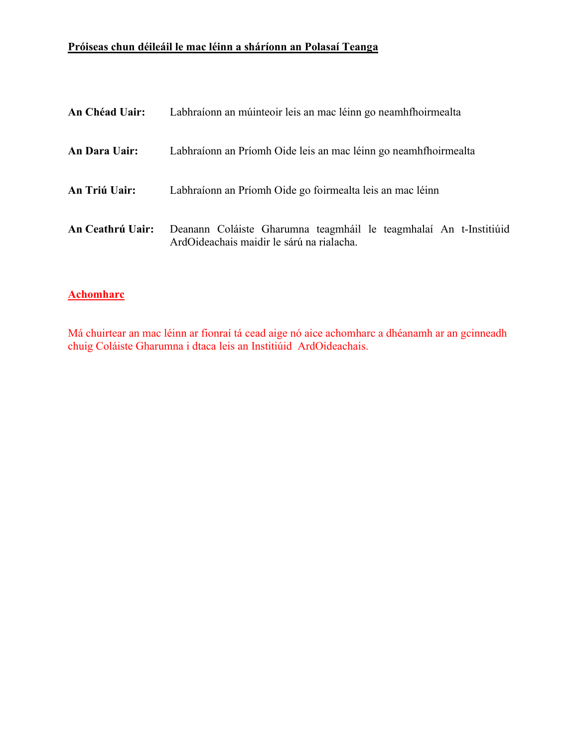**Próiseas chun déileáil le mac léinn a sháríonn an Polasaí Teanga**

| | |
|---|---|
| **An Chéad Uair:** | Labhraíonn an múinteoir leis an mac léinn go neamhfhoirmealta |
| **An Dara Uair:** | Labhraíonn an Príomh Oide leis an mac léinn go neamhfhoirmealta |
| **An Triú Uair:** | Labhraíonn an Príomh Oide go foirmealta leis an mac léinn |
| **An Ceathrú Uair:** | Deanann Coláiste Gharumna teagmháil le teagmhalaí An t-Institiúid ArdOideachais maidir le sárú na rialacha. |

**Achomharc**

Má chuirtear an mac léinn ar fionraí tá cead aige nó aice achomharc a dhéanamh ar an gcinneadh chuig Coláiste Gharumna i dtaca leis an Institiúid ArdOideachais.